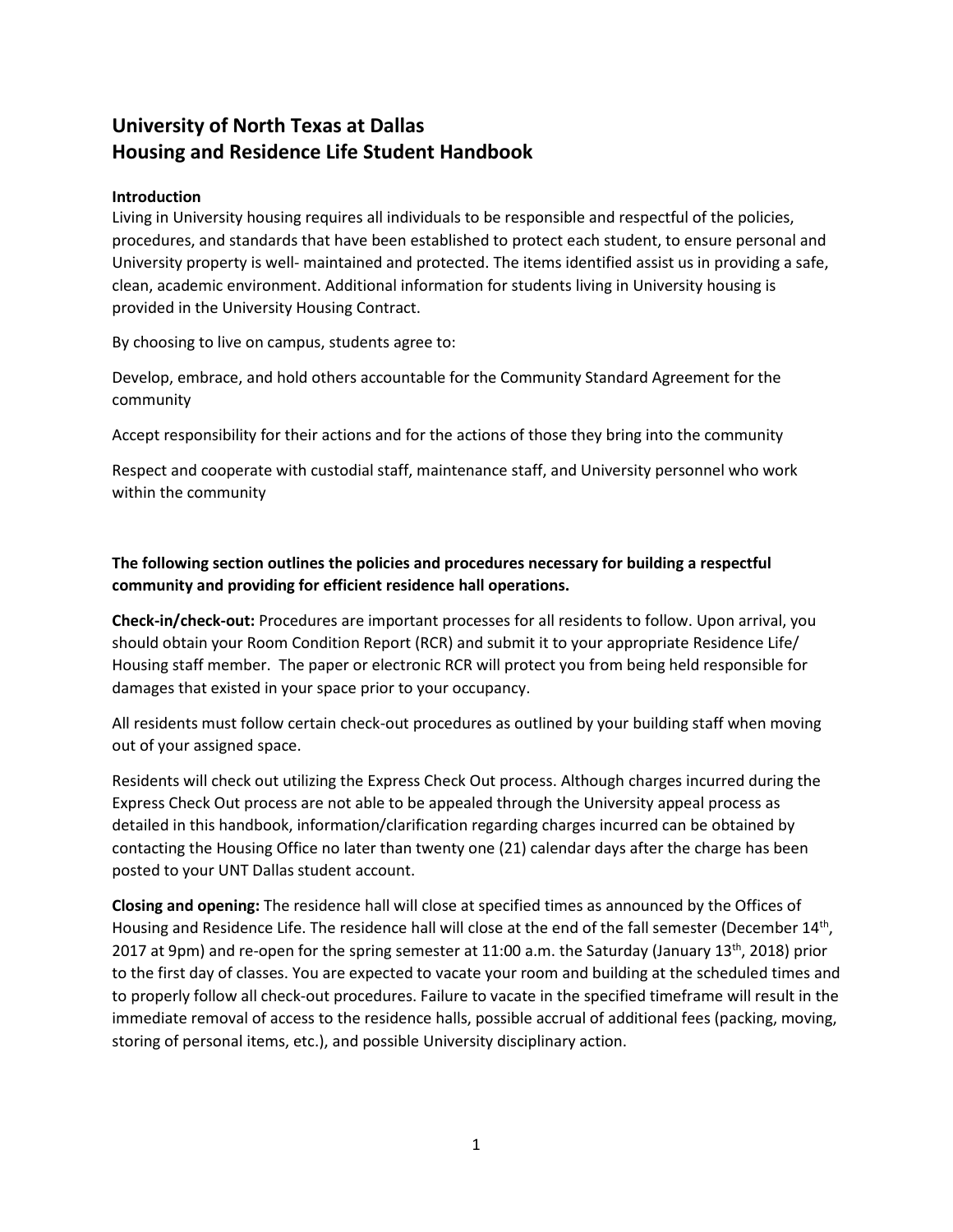# University of North Texas at Dallas
# Housing and Residence Life Student Handbook

**Introduction**

Living in University housing requires all individuals to be responsible and respectful of the policies, procedures, and standards that have been established to protect each student, to ensure personal and University property is well- maintained and protected. The items identified assist us in providing a safe, clean, academic environment. Additional information for students living in University housing is provided in the University Housing Contract.

By choosing to live on campus, students agree to:

Develop, embrace, and hold others accountable for the Community Standard Agreement for the community

Accept responsibility for their actions and for the actions of those they bring into the community

Respect and cooperate with custodial staff, maintenance staff, and University personnel who work within the community

**The following section outlines the policies and procedures necessary for building a respectful community and providing for efficient residence hall operations.**

**Check-in/check-out:** Procedures are important processes for all residents to follow. Upon arrival, you should obtain your Room Condition Report (RCR) and submit it to your appropriate Residence Life/ Housing staff member. The paper or electronic RCR will protect you from being held responsible for damages that existed in your space prior to your occupancy.

All residents must follow certain check-out procedures as outlined by your building staff when moving out of your assigned space.

Residents will check out utilizing the Express Check Out process. Although charges incurred during the Express Check Out process are not able to be appealed through the University appeal process as detailed in this handbook, information/clarification regarding charges incurred can be obtained by contacting the Housing Office no later than twenty one (21) calendar days after the charge has been posted to your UNT Dallas student account.

**Closing and opening:** The residence hall will close at specified times as announced by the Offices of Housing and Residence Life. The residence hall will close at the end of the fall semester (December 14th, 2017 at 9pm) and re-open for the spring semester at 11:00 a.m. the Saturday (January 13th, 2018) prior to the first day of classes. You are expected to vacate your room and building at the scheduled times and to properly follow all check-out procedures. Failure to vacate in the specified timeframe will result in the immediate removal of access to the residence halls, possible accrual of additional fees (packing, moving, storing of personal items, etc.), and possible University disciplinary action.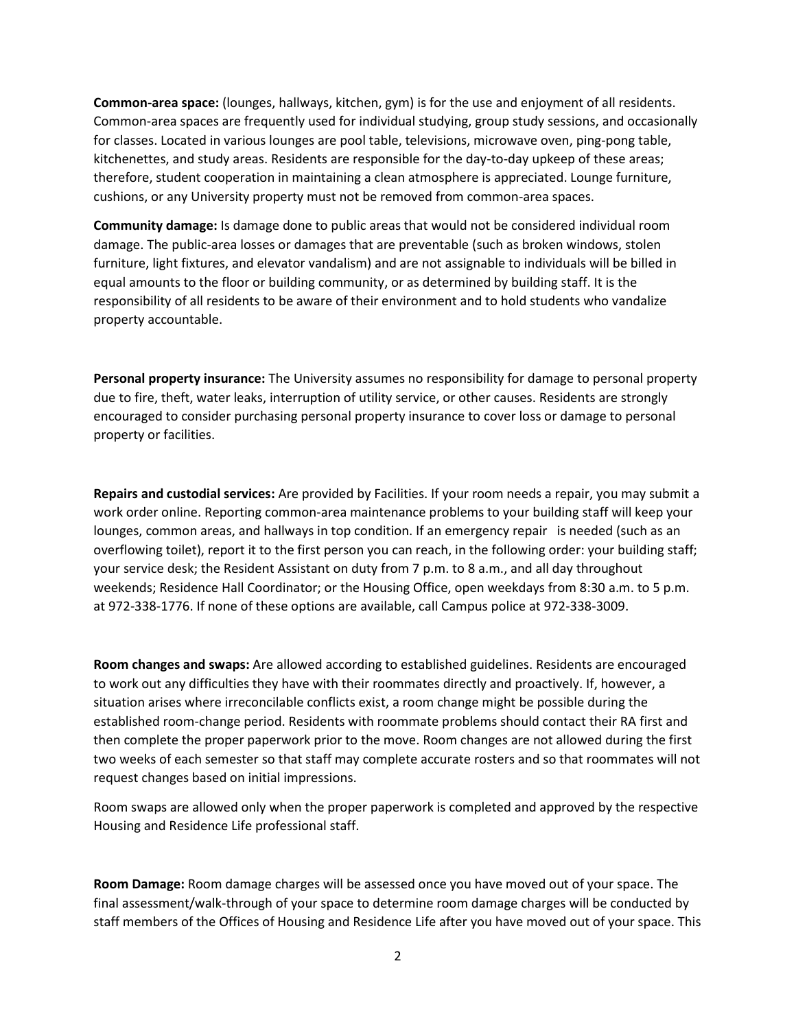**Common-area space:** (lounges, hallways, kitchen, gym) is for the use and enjoyment of all residents. Common-area spaces are frequently used for individual studying, group study sessions, and occasionally for classes. Located in various lounges are pool table, televisions, microwave oven, ping-pong table, kitchenettes, and study areas. Residents are responsible for the day-to-day upkeep of these areas; therefore, student cooperation in maintaining a clean atmosphere is appreciated. Lounge furniture, cushions, or any University property must not be removed from common-area spaces.

**Community damage:** Is damage done to public areas that would not be considered individual room damage. The public-area losses or damages that are preventable (such as broken windows, stolen furniture, light fixtures, and elevator vandalism) and are not assignable to individuals will be billed in equal amounts to the floor or building community, or as determined by building staff. It is the responsibility of all residents to be aware of their environment and to hold students who vandalize property accountable.

**Personal property insurance:** The University assumes no responsibility for damage to personal property due to fire, theft, water leaks, interruption of utility service, or other causes. Residents are strongly encouraged to consider purchasing personal property insurance to cover loss or damage to personal property or facilities.

**Repairs and custodial services:** Are provided by Facilities. If your room needs a repair, you may submit a work order online. Reporting common-area maintenance problems to your building staff will keep your lounges, common areas, and hallways in top condition. If an emergency repair is needed (such as an overflowing toilet), report it to the first person you can reach, in the following order: your building staff; your service desk; the Resident Assistant on duty from 7 p.m. to 8 a.m., and all day throughout weekends; Residence Hall Coordinator; or the Housing Office, open weekdays from 8:30 a.m. to 5 p.m. at 972-338-1776. If none of these options are available, call Campus police at 972-338-3009.

**Room changes and swaps:** Are allowed according to established guidelines. Residents are encouraged to work out any difficulties they have with their roommates directly and proactively. If, however, a situation arises where irreconcilable conflicts exist, a room change might be possible during the established room-change period. Residents with roommate problems should contact their RA first and then complete the proper paperwork prior to the move. Room changes are not allowed during the first two weeks of each semester so that staff may complete accurate rosters and so that roommates will not request changes based on initial impressions.

Room swaps are allowed only when the proper paperwork is completed and approved by the respective Housing and Residence Life professional staff.

**Room Damage:** Room damage charges will be assessed once you have moved out of your space. The final assessment/walk-through of your space to determine room damage charges will be conducted by staff members of the Offices of Housing and Residence Life after you have moved out of your space. This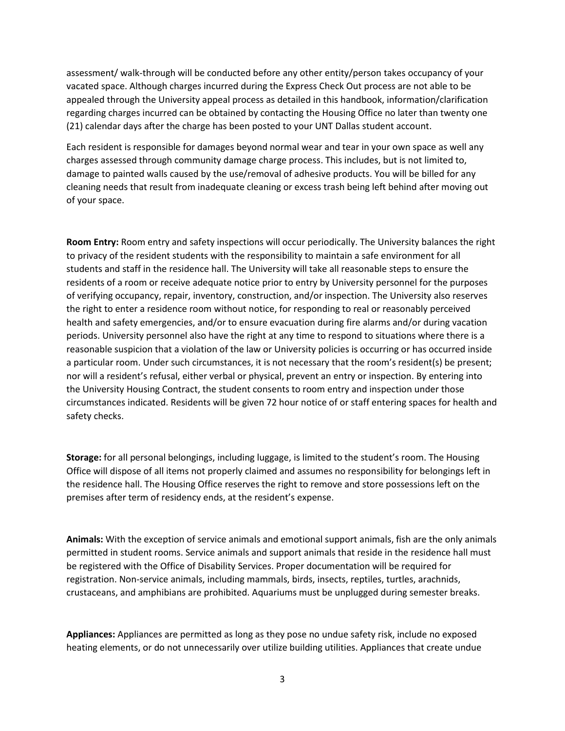assessment/ walk-through will be conducted before any other entity/person takes occupancy of your vacated space. Although charges incurred during the Express Check Out process are not able to be appealed through the University appeal process as detailed in this handbook, information/clarification regarding charges incurred can be obtained by contacting the Housing Office no later than twenty one (21) calendar days after the charge has been posted to your UNT Dallas student account.

Each resident is responsible for damages beyond normal wear and tear in your own space as well any charges assessed through community damage charge process. This includes, but is not limited to, damage to painted walls caused by the use/removal of adhesive products. You will be billed for any cleaning needs that result from inadequate cleaning or excess trash being left behind after moving out of your space.

**Room Entry:** Room entry and safety inspections will occur periodically. The University balances the right to privacy of the resident students with the responsibility to maintain a safe environment for all students and staff in the residence hall. The University will take all reasonable steps to ensure the residents of a room or receive adequate notice prior to entry by University personnel for the purposes of verifying occupancy, repair, inventory, construction, and/or inspection. The University also reserves the right to enter a residence room without notice, for responding to real or reasonably perceived health and safety emergencies, and/or to ensure evacuation during fire alarms and/or during vacation periods. University personnel also have the right at any time to respond to situations where there is a reasonable suspicion that a violation of the law or University policies is occurring or has occurred inside a particular room. Under such circumstances, it is not necessary that the room's resident(s) be present; nor will a resident's refusal, either verbal or physical, prevent an entry or inspection. By entering into the University Housing Contract, the student consents to room entry and inspection under those circumstances indicated. Residents will be given 72 hour notice of or staff entering spaces for health and safety checks.

**Storage:** for all personal belongings, including luggage, is limited to the student's room. The Housing Office will dispose of all items not properly claimed and assumes no responsibility for belongings left in the residence hall. The Housing Office reserves the right to remove and store possessions left on the premises after term of residency ends, at the resident's expense.

**Animals:** With the exception of service animals and emotional support animals, fish are the only animals permitted in student rooms. Service animals and support animals that reside in the residence hall must be registered with the Office of Disability Services. Proper documentation will be required for registration. Non-service animals, including mammals, birds, insects, reptiles, turtles, arachnids, crustaceans, and amphibians are prohibited. Aquariums must be unplugged during semester breaks.

**Appliances:** Appliances are permitted as long as they pose no undue safety risk, include no exposed heating elements, or do not unnecessarily over utilize building utilities. Appliances that create undue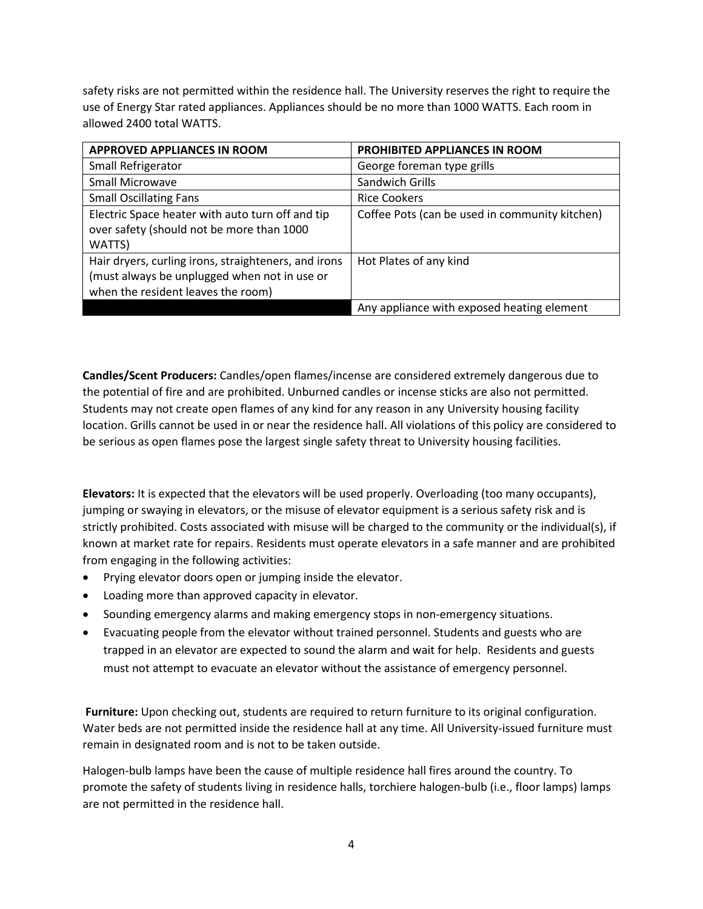safety risks are not permitted within the residence hall. The University reserves the right to require the use of Energy Star rated appliances. Appliances should be no more than 1000 WATTS. Each room in allowed 2400 total WATTS.

| APPROVED APPLIANCES IN ROOM | PROHIBITED APPLIANCES IN ROOM |
|---|---|
| Small Refrigerator | George foreman type grills |
| Small Microwave | Sandwich Grills |
| Small Oscillating Fans | Rice Cookers |
| Electric Space heater with auto turn off and tip over safety (should not be more than 1000 WATTS) | Coffee Pots (can be used in community kitchen) |
| Hair dryers, curling irons, straighteners, and irons (must always be unplugged when not in use or when the resident leaves the room) | Hot Plates of any kind |
| | Any appliance with exposed heating element |

**Candles/Scent Producers:** Candles/open flames/incense are considered extremely dangerous due to the potential of fire and are prohibited. Unburned candles or incense sticks are also not permitted. Students may not create open flames of any kind for any reason in any University housing facility location. Grills cannot be used in or near the residence hall. All violations of this policy are considered to be serious as open flames pose the largest single safety threat to University housing facilities.

**Elevators:** It is expected that the elevators will be used properly. Overloading (too many occupants), jumping or swaying in elevators, or the misuse of elevator equipment is a serious safety risk and is strictly prohibited. Costs associated with misuse will be charged to the community or the individual(s), if known at market rate for repairs. Residents must operate elevators in a safe manner and are prohibited from engaging in the following activities:

- Prying elevator doors open or jumping inside the elevator.
- Loading more than approved capacity in elevator.
- Sounding emergency alarms and making emergency stops in non-emergency situations.
- Evacuating people from the elevator without trained personnel. Students and guests who are trapped in an elevator are expected to sound the alarm and wait for help. Residents and guests must not attempt to evacuate an elevator without the assistance of emergency personnel.

**Furniture:** Upon checking out, students are required to return furniture to its original configuration. Water beds are not permitted inside the residence hall at any time. All University-issued furniture must remain in designated room and is not to be taken outside.

Halogen-bulb lamps have been the cause of multiple residence hall fires around the country. To promote the safety of students living in residence halls, torchiere halogen-bulb (i.e., floor lamps) lamps are not permitted in the residence hall.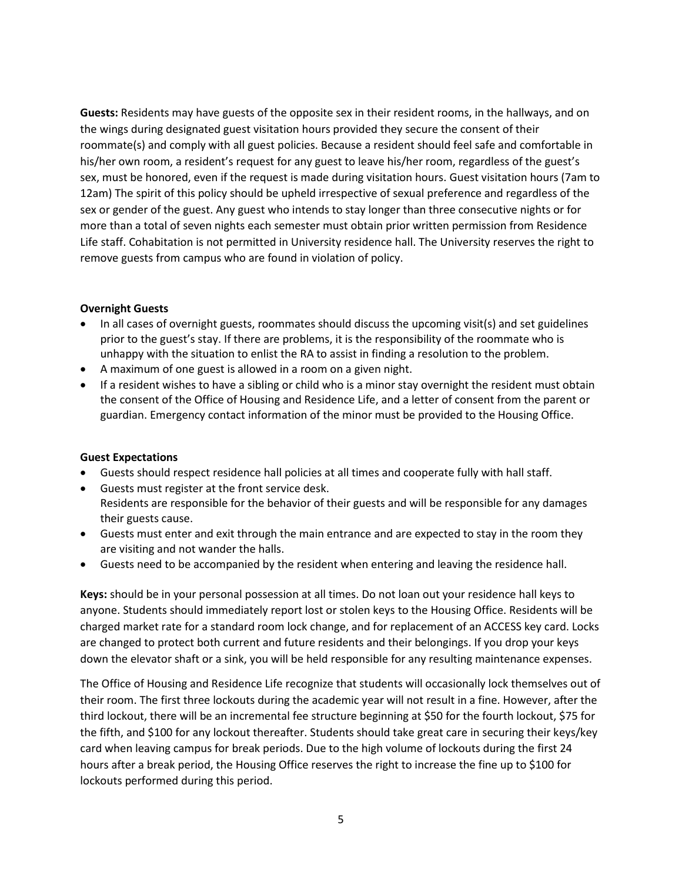**Guests:** Residents may have guests of the opposite sex in their resident rooms, in the hallways, and on the wings during designated guest visitation hours provided they secure the consent of their roommate(s) and comply with all guest policies. Because a resident should feel safe and comfortable in his/her own room, a resident's request for any guest to leave his/her room, regardless of the guest's sex, must be honored, even if the request is made during visitation hours. Guest visitation hours (7am to 12am) The spirit of this policy should be upheld irrespective of sexual preference and regardless of the sex or gender of the guest. Any guest who intends to stay longer than three consecutive nights or for more than a total of seven nights each semester must obtain prior written permission from Residence Life staff. Cohabitation is not permitted in University residence hall. The University reserves the right to remove guests from campus who are found in violation of policy.

**Overnight Guests**

- In all cases of overnight guests, roommates should discuss the upcoming visit(s) and set guidelines prior to the guest's stay. If there are problems, it is the responsibility of the roommate who is unhappy with the situation to enlist the RA to assist in finding a resolution to the problem.
- A maximum of one guest is allowed in a room on a given night.
- If a resident wishes to have a sibling or child who is a minor stay overnight the resident must obtain the consent of the Office of Housing and Residence Life, and a letter of consent from the parent or guardian. Emergency contact information of the minor must be provided to the Housing Office.

**Guest Expectations**

- Guests should respect residence hall policies at all times and cooperate fully with hall staff.
- Guests must register at the front service desk.
  Residents are responsible for the behavior of their guests and will be responsible for any damages their guests cause.
- Guests must enter and exit through the main entrance and are expected to stay in the room they are visiting and not wander the halls.
- Guests need to be accompanied by the resident when entering and leaving the residence hall.

**Keys:** should be in your personal possession at all times. Do not loan out your residence hall keys to anyone. Students should immediately report lost or stolen keys to the Housing Office. Residents will be charged market rate for a standard room lock change, and for replacement of an ACCESS key card. Locks are changed to protect both current and future residents and their belongings. If you drop your keys down the elevator shaft or a sink, you will be held responsible for any resulting maintenance expenses.

The Office of Housing and Residence Life recognize that students will occasionally lock themselves out of their room. The first three lockouts during the academic year will not result in a fine. However, after the third lockout, there will be an incremental fee structure beginning at $50 for the fourth lockout, $75 for the fifth, and $100 for any lockout thereafter. Students should take great care in securing their keys/key card when leaving campus for break periods. Due to the high volume of lockouts during the first 24 hours after a break period, the Housing Office reserves the right to increase the fine up to $100 for lockouts performed during this period.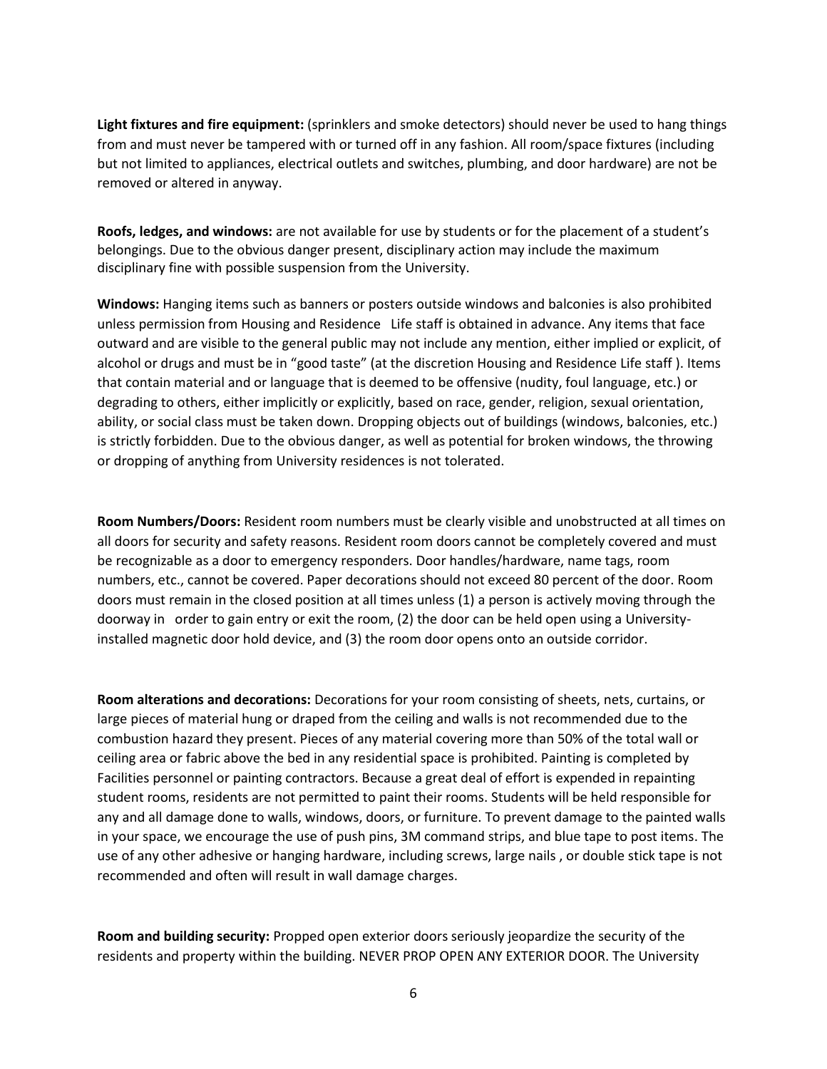**Light fixtures and fire equipment:** (sprinklers and smoke detectors) should never be used to hang things from and must never be tampered with or turned off in any fashion. All room/space fixtures (including but not limited to appliances, electrical outlets and switches, plumbing, and door hardware) are not be removed or altered in anyway.

**Roofs, ledges, and windows:** are not available for use by students or for the placement of a student's belongings. Due to the obvious danger present, disciplinary action may include the maximum disciplinary fine with possible suspension from the University.

**Windows:** Hanging items such as banners or posters outside windows and balconies is also prohibited unless permission from Housing and Residence Life staff is obtained in advance. Any items that face outward and are visible to the general public may not include any mention, either implied or explicit, of alcohol or drugs and must be in "good taste" (at the discretion Housing and Residence Life staff ). Items that contain material and or language that is deemed to be offensive (nudity, foul language, etc.) or degrading to others, either implicitly or explicitly, based on race, gender, religion, sexual orientation, ability, or social class must be taken down. Dropping objects out of buildings (windows, balconies, etc.) is strictly forbidden. Due to the obvious danger, as well as potential for broken windows, the throwing or dropping of anything from University residences is not tolerated.

**Room Numbers/Doors:** Resident room numbers must be clearly visible and unobstructed at all times on all doors for security and safety reasons. Resident room doors cannot be completely covered and must be recognizable as a door to emergency responders. Door handles/hardware, name tags, room numbers, etc., cannot be covered. Paper decorations should not exceed 80 percent of the door. Room doors must remain in the closed position at all times unless (1) a person is actively moving through the doorway in order to gain entry or exit the room, (2) the door can be held open using a University-installed magnetic door hold device, and (3) the room door opens onto an outside corridor.

**Room alterations and decorations:** Decorations for your room consisting of sheets, nets, curtains, or large pieces of material hung or draped from the ceiling and walls is not recommended due to the combustion hazard they present. Pieces of any material covering more than 50% of the total wall or ceiling area or fabric above the bed in any residential space is prohibited. Painting is completed by Facilities personnel or painting contractors. Because a great deal of effort is expended in repainting student rooms, residents are not permitted to paint their rooms. Students will be held responsible for any and all damage done to walls, windows, doors, or furniture. To prevent damage to the painted walls in your space, we encourage the use of push pins, 3M command strips, and blue tape to post items. The use of any other adhesive or hanging hardware, including screws, large nails , or double stick tape is not recommended and often will result in wall damage charges.

**Room and building security:** Propped open exterior doors seriously jeopardize the security of the residents and property within the building. NEVER PROP OPEN ANY EXTERIOR DOOR. The University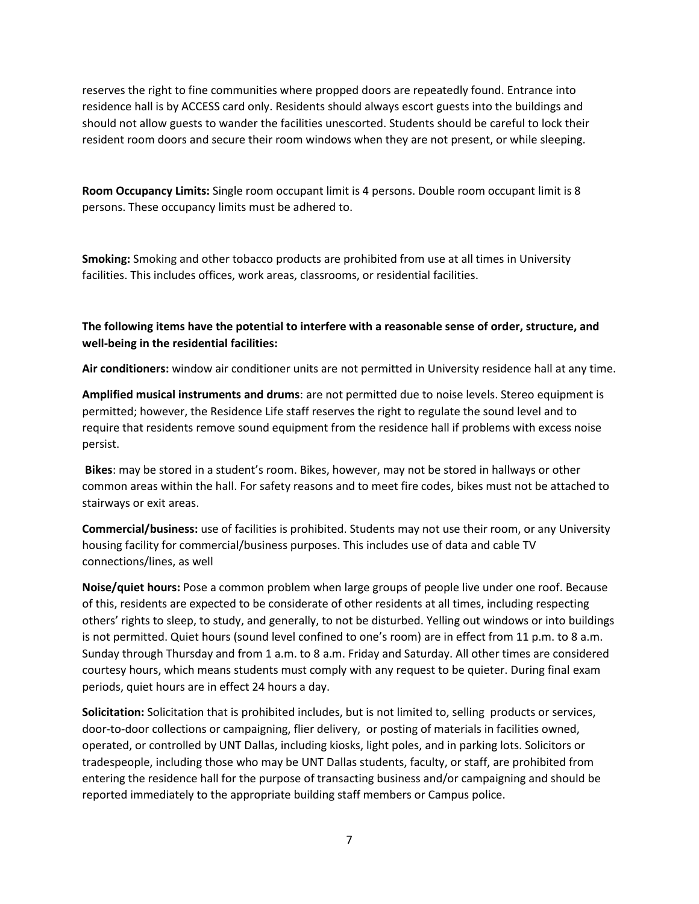reserves the right to fine communities where propped doors are repeatedly found. Entrance into residence hall is by ACCESS card only. Residents should always escort guests into the buildings and should not allow guests to wander the facilities unescorted. Students should be careful to lock their resident room doors and secure their room windows when they are not present, or while sleeping.

**Room Occupancy Limits:** Single room occupant limit is 4 persons. Double room occupant limit is 8 persons. These occupancy limits must be adhered to.

**Smoking:** Smoking and other tobacco products are prohibited from use at all times in University facilities. This includes offices, work areas, classrooms, or residential facilities.

**The following items have the potential to interfere with a reasonable sense of order, structure, and well-being in the residential facilities:**

**Air conditioners:** window air conditioner units are not permitted in University residence hall at any time.

**Amplified musical instruments and drums**: are not permitted due to noise levels. Stereo equipment is permitted; however, the Residence Life staff reserves the right to regulate the sound level and to require that residents remove sound equipment from the residence hall if problems with excess noise persist.

**Bikes**: may be stored in a student's room. Bikes, however, may not be stored in hallways or other common areas within the hall. For safety reasons and to meet fire codes, bikes must not be attached to stairways or exit areas.

**Commercial/business:** use of facilities is prohibited. Students may not use their room, or any University housing facility for commercial/business purposes. This includes use of data and cable TV connections/lines, as well

**Noise/quiet hours:** Pose a common problem when large groups of people live under one roof. Because of this, residents are expected to be considerate of other residents at all times, including respecting others' rights to sleep, to study, and generally, to not be disturbed. Yelling out windows or into buildings is not permitted. Quiet hours (sound level confined to one's room) are in effect from 11 p.m. to 8 a.m. Sunday through Thursday and from 1 a.m. to 8 a.m. Friday and Saturday. All other times are considered courtesy hours, which means students must comply with any request to be quieter. During final exam periods, quiet hours are in effect 24 hours a day.

**Solicitation:** Solicitation that is prohibited includes, but is not limited to, selling products or services, door-to-door collections or campaigning, flier delivery, or posting of materials in facilities owned, operated, or controlled by UNT Dallas, including kiosks, light poles, and in parking lots. Solicitors or tradespeople, including those who may be UNT Dallas students, faculty, or staff, are prohibited from entering the residence hall for the purpose of transacting business and/or campaigning and should be reported immediately to the appropriate building staff members or Campus police.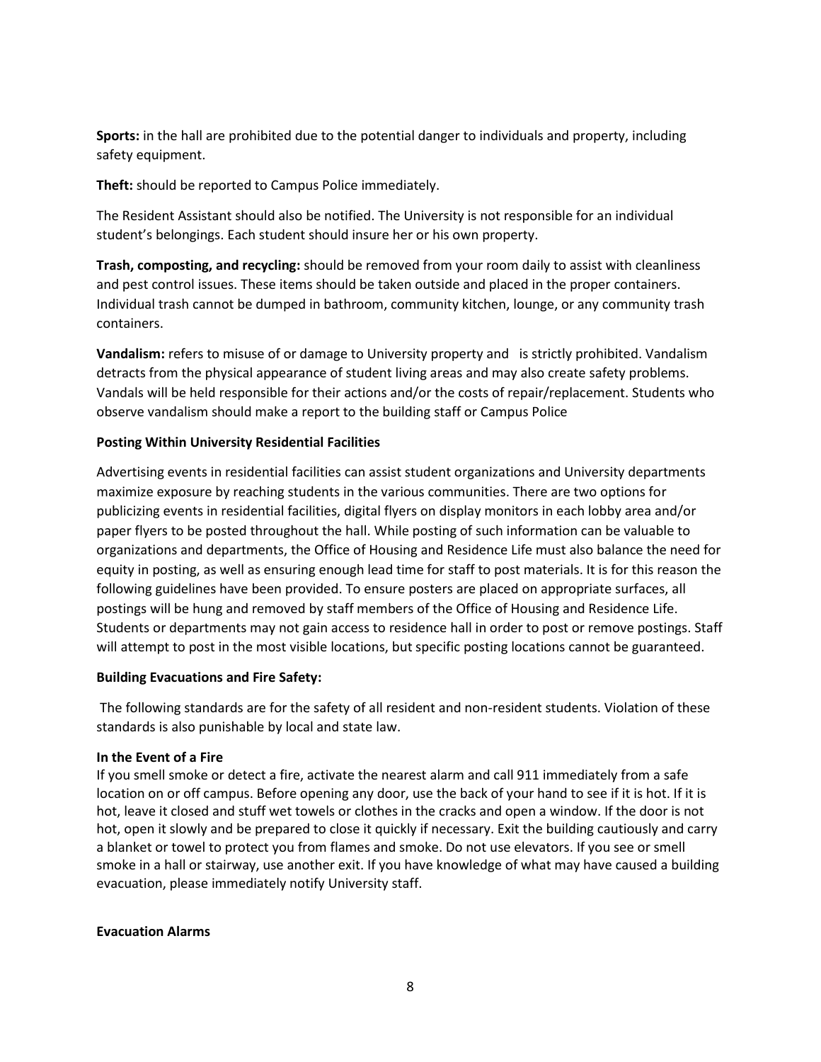**Sports:** in the hall are prohibited due to the potential danger to individuals and property, including safety equipment.

**Theft:** should be reported to Campus Police immediately.

The Resident Assistant should also be notified. The University is not responsible for an individual student's belongings. Each student should insure her or his own property.

**Trash, composting, and recycling:** should be removed from your room daily to assist with cleanliness and pest control issues. These items should be taken outside and placed in the proper containers. Individual trash cannot be dumped in bathroom, community kitchen, lounge, or any community trash containers.

**Vandalism:** refers to misuse of or damage to University property and is strictly prohibited. Vandalism detracts from the physical appearance of student living areas and may also create safety problems. Vandals will be held responsible for their actions and/or the costs of repair/replacement. Students who observe vandalism should make a report to the building staff or Campus Police

**Posting Within University Residential Facilities**

Advertising events in residential facilities can assist student organizations and University departments maximize exposure by reaching students in the various communities. There are two options for publicizing events in residential facilities, digital flyers on display monitors in each lobby area and/or paper flyers to be posted throughout the hall. While posting of such information can be valuable to organizations and departments, the Office of Housing and Residence Life must also balance the need for equity in posting, as well as ensuring enough lead time for staff to post materials. It is for this reason the following guidelines have been provided. To ensure posters are placed on appropriate surfaces, all postings will be hung and removed by staff members of the Office of Housing and Residence Life. Students or departments may not gain access to residence hall in order to post or remove postings. Staff will attempt to post in the most visible locations, but specific posting locations cannot be guaranteed.

**Building Evacuations and Fire Safety:**

The following standards are for the safety of all resident and non-resident students. Violation of these standards is also punishable by local and state law.

**In the Event of a Fire**

If you smell smoke or detect a fire, activate the nearest alarm and call 911 immediately from a safe location on or off campus. Before opening any door, use the back of your hand to see if it is hot. If it is hot, leave it closed and stuff wet towels or clothes in the cracks and open a window. If the door is not hot, open it slowly and be prepared to close it quickly if necessary. Exit the building cautiously and carry a blanket or towel to protect you from flames and smoke. Do not use elevators. If you see or smell smoke in a hall or stairway, use another exit. If you have knowledge of what may have caused a building evacuation, please immediately notify University staff.

**Evacuation Alarms**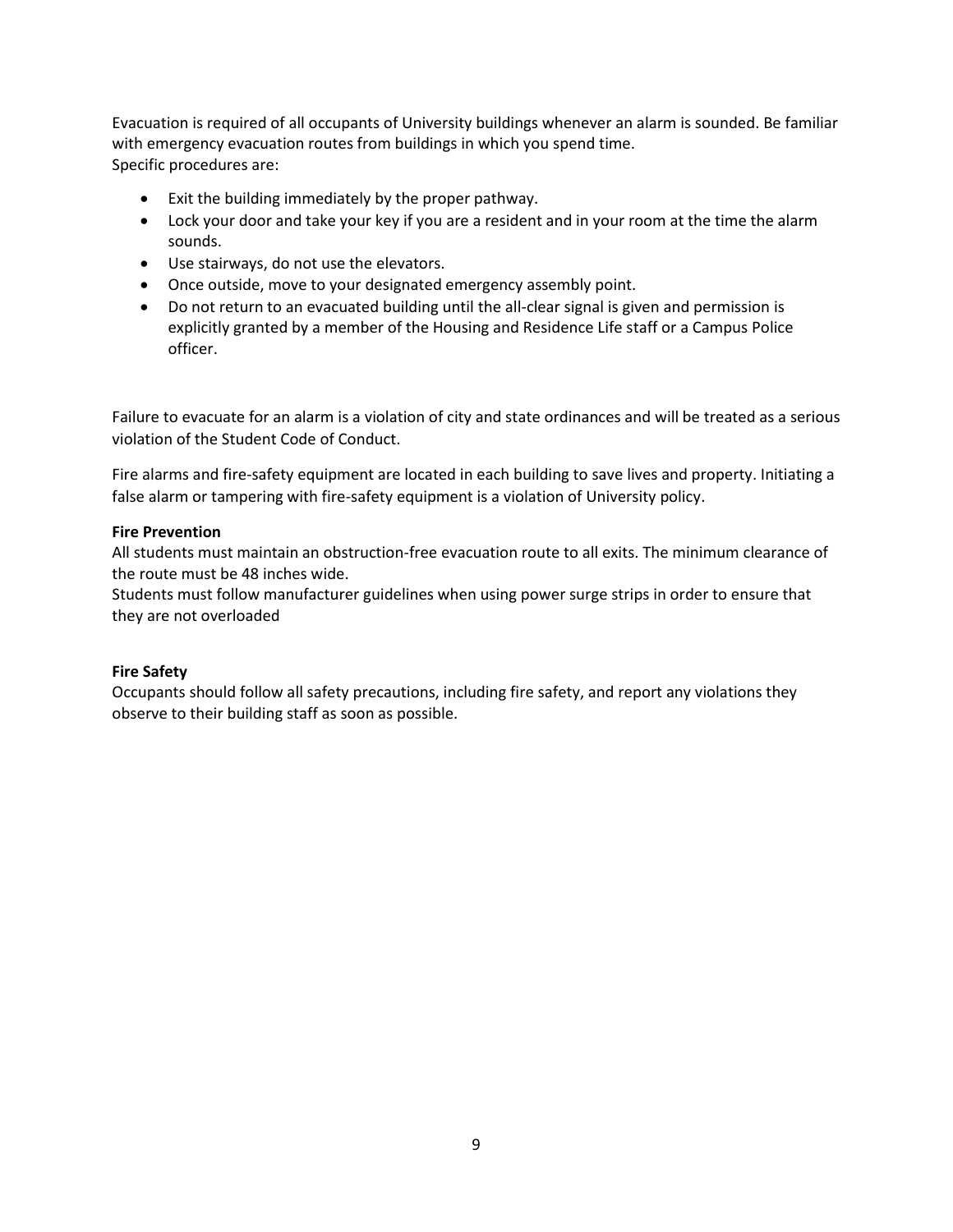Evacuation is required of all occupants of University buildings whenever an alarm is sounded. Be familiar with emergency evacuation routes from buildings in which you spend time.
Specific procedures are:

- Exit the building immediately by the proper pathway.
- Lock your door and take your key if you are a resident and in your room at the time the alarm sounds.
- Use stairways, do not use the elevators.
- Once outside, move to your designated emergency assembly point.
- Do not return to an evacuated building until the all-clear signal is given and permission is explicitly granted by a member of the Housing and Residence Life staff or a Campus Police officer.

Failure to evacuate for an alarm is a violation of city and state ordinances and will be treated as a serious violation of the Student Code of Conduct.

Fire alarms and fire-safety equipment are located in each building to save lives and property. Initiating a false alarm or tampering with fire-safety equipment is a violation of University policy.

**Fire Prevention**
All students must maintain an obstruction-free evacuation route to all exits. The minimum clearance of the route must be 48 inches wide.
Students must follow manufacturer guidelines when using power surge strips in order to ensure that they are not overloaded

**Fire Safety**
Occupants should follow all safety precautions, including fire safety, and report any violations they observe to their building staff as soon as possible.